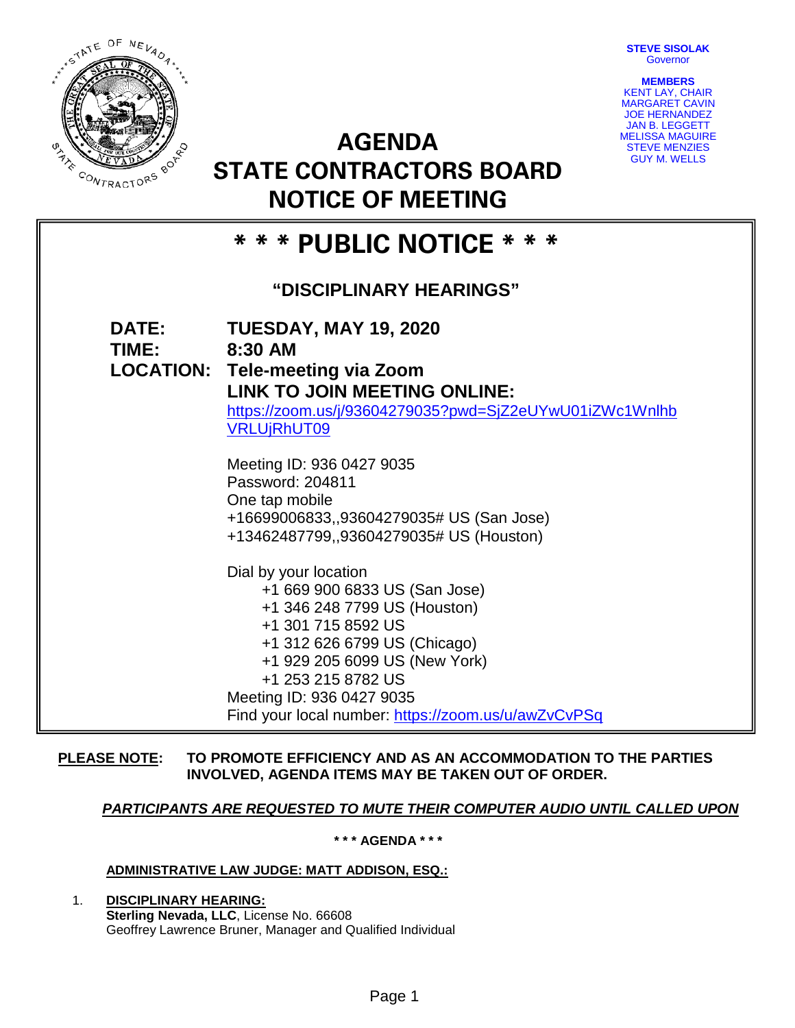**STEVE SISOLAK**
Governor

**MEMBERS**
KENT LAY, CHAIR
MARGARET CAVIN
JOE HERNANDEZ
JAN B. LEGGETT
MELISSA MAGUIRE
STEVE MENZIES
GUY M. WELLS

# AGENDA
# STATE CONTRACTORS BOARD
# NOTICE OF MEETING

## * * * PUBLIC NOTICE * * *

### "DISCIPLINARY HEARINGS"

**DATE:** **TUESDAY, MAY 19, 2020**
**TIME:** **8:30 AM**
**LOCATION:** **Tele-meeting via Zoom**
**LINK TO JOIN MEETING ONLINE:**
https://zoom.us/j/93604279035?pwd=SjZ2eUYwU01iZWc1WnlhbVRLUjRhUT09

Meeting ID: 936 0427 9035
Password: 204811
One tap mobile
+16699006833,,93604279035# US (San Jose)
+13462487799,,93604279035# US (Houston)

Dial by your location
+1 669 900 6833 US (San Jose)
+1 346 248 7799 US (Houston)
+1 301 715 8592 US
+1 312 626 6799 US (Chicago)
+1 929 205 6099 US (New York)
+1 253 215 8782 US
Meeting ID: 936 0427 9035
Find your local number: https://zoom.us/u/awZvCvPSq

**PLEASE NOTE:** **TO PROMOTE EFFICIENCY AND AS AN ACCOMMODATION TO THE PARTIES INVOLVED, AGENDA ITEMS MAY BE TAKEN OUT OF ORDER.**

***PARTICIPANTS ARE REQUESTED TO MUTE THEIR COMPUTER AUDIO UNTIL CALLED UPON***

**\* \* \* AGENDA \* \* \***

**ADMINISTRATIVE LAW JUDGE: MATT ADDISON, ESQ.:**

1. **DISCIPLINARY HEARING:**
   **Sterling Nevada, LLC**, License No. 66608
   Geoffrey Lawrence Bruner, Manager and Qualified Individual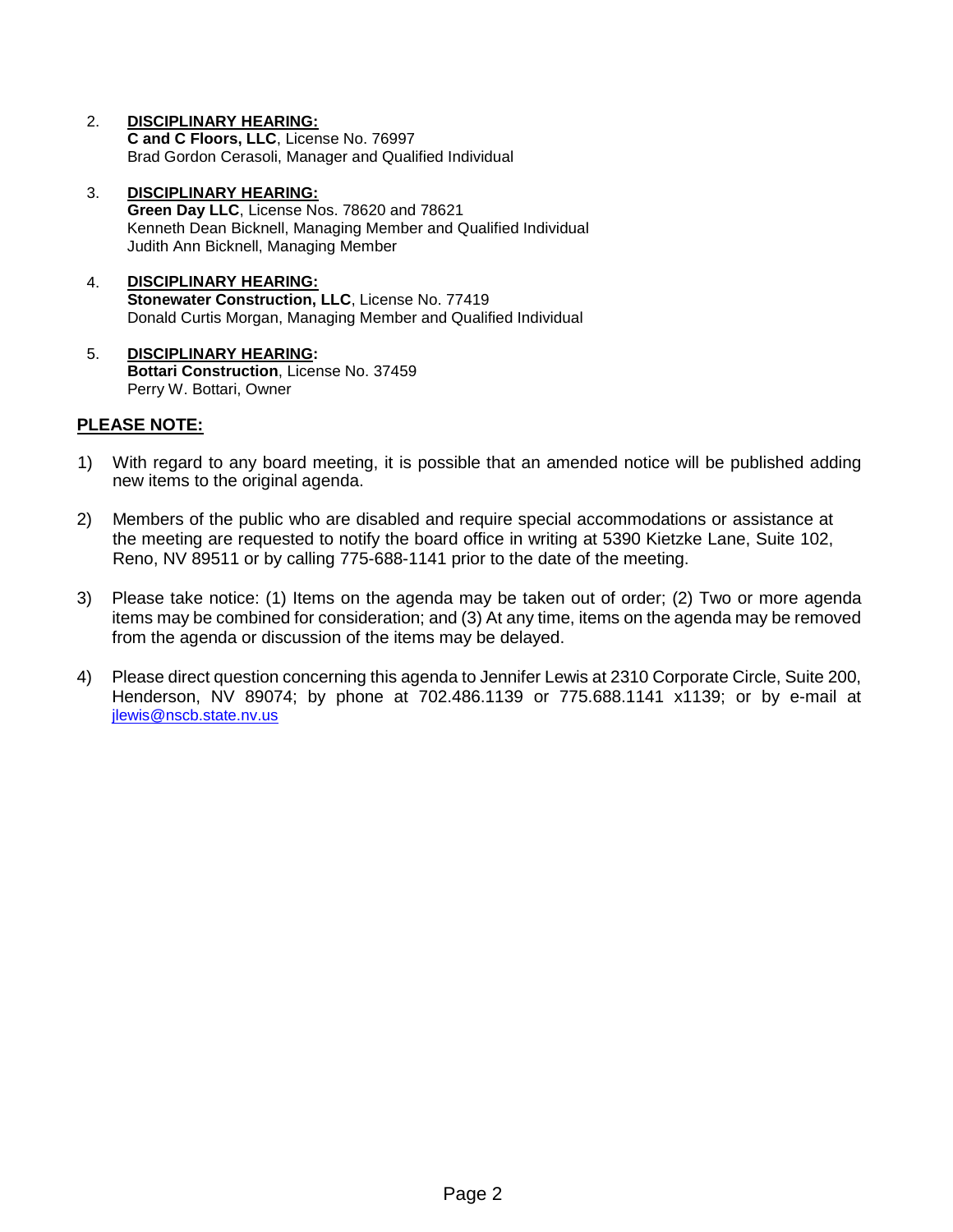2. **DISCIPLINARY HEARING:**
   **C and C Floors, LLC**, License No. 76997
   Brad Gordon Cerasoli, Manager and Qualified Individual

3. **DISCIPLINARY HEARING:**
   **Green Day LLC**, License Nos. 78620 and 78621
   Kenneth Dean Bicknell, Managing Member and Qualified Individual
   Judith Ann Bicknell, Managing Member

4. **DISCIPLINARY HEARING:**
   **Stonewater Construction, LLC**, License No. 77419
   Donald Curtis Morgan, Managing Member and Qualified Individual

5. **DISCIPLINARY HEARING:**
   **Bottari Construction**, License No. 37459
   Perry W. Bottari, Owner

**PLEASE NOTE:**

1) With regard to any board meeting, it is possible that an amended notice will be published adding new items to the original agenda.

2) Members of the public who are disabled and require special accommodations or assistance at the meeting are requested to notify the board office in writing at 5390 Kietzke Lane, Suite 102, Reno, NV 89511 or by calling 775-688-1141 prior to the date of the meeting.

3) Please take notice: (1) Items on the agenda may be taken out of order; (2) Two or more agenda items may be combined for consideration; and (3) At any time, items on the agenda may be removed from the agenda or discussion of the items may be delayed.

4) Please direct question concerning this agenda to Jennifer Lewis at 2310 Corporate Circle, Suite 200, Henderson, NV 89074; by phone at 702.486.1139 or 775.688.1141 x1139; or by e-mail at jlewis@nscb.state.nv.us